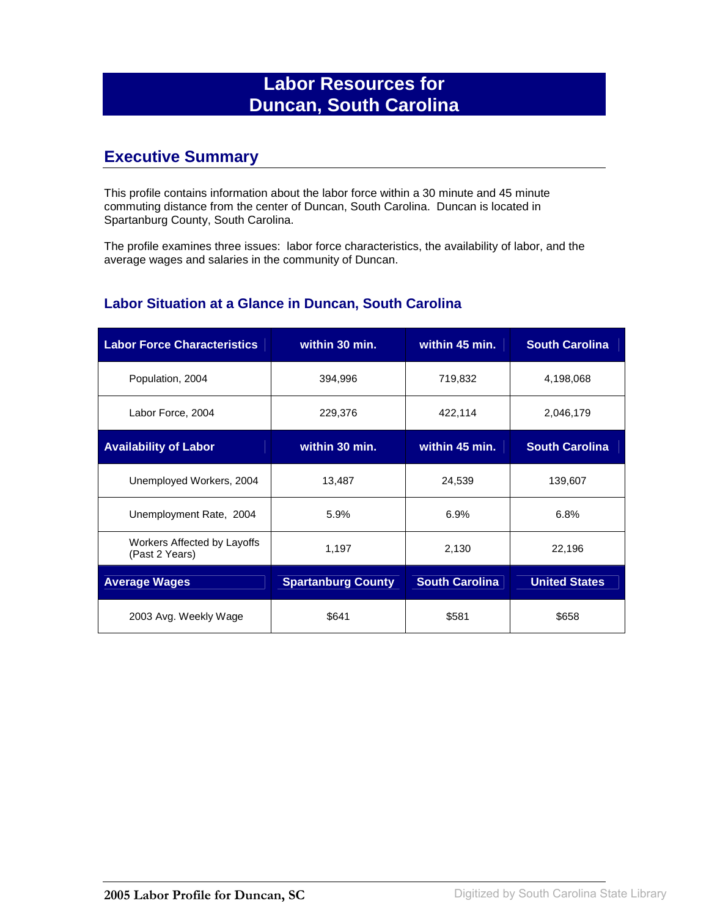# Labor Resources for Duncan, South Carolina

## Executive Summary

This profile contains information about the labor force within a 30 minute and 45 minute commuting distance from the center of Duncan, South Carolina. Duncan is located in Spartanburg County, South Carolina.

The profile examines three issues: labor force characteristics, the availability of labor, and the average wages and salaries in the community of Duncan.

### Labor Situation at a Glance in Duncan, South Carolina

| Labor Force Characteristics | within 30 min. | within 45 min. | South Carolina |
|---|---|---|---|
| Population, 2004 | 394,996 | 719,832 | 4,198,068 |
| Labor Force, 2004 | 229,376 | 422,114 | 2,046,179 |
| **Availability of Labor** | **within 30 min.** | **within 45 min.** | **South Carolina** |
| Unemployed Workers, 2004 | 13,487 | 24,539 | 139,607 |
| Unemployment Rate, 2004 | 5.9% | 6.9% | 6.8% |
| Workers Affected by Layoffs (Past 2 Years) | 1,197 | 2,130 | 22,196 |
| **Average Wages** | **Spartanburg County** | **South Carolina** | **United States** |
| 2003 Avg. Weekly Wage | $641 | $581 | $658 |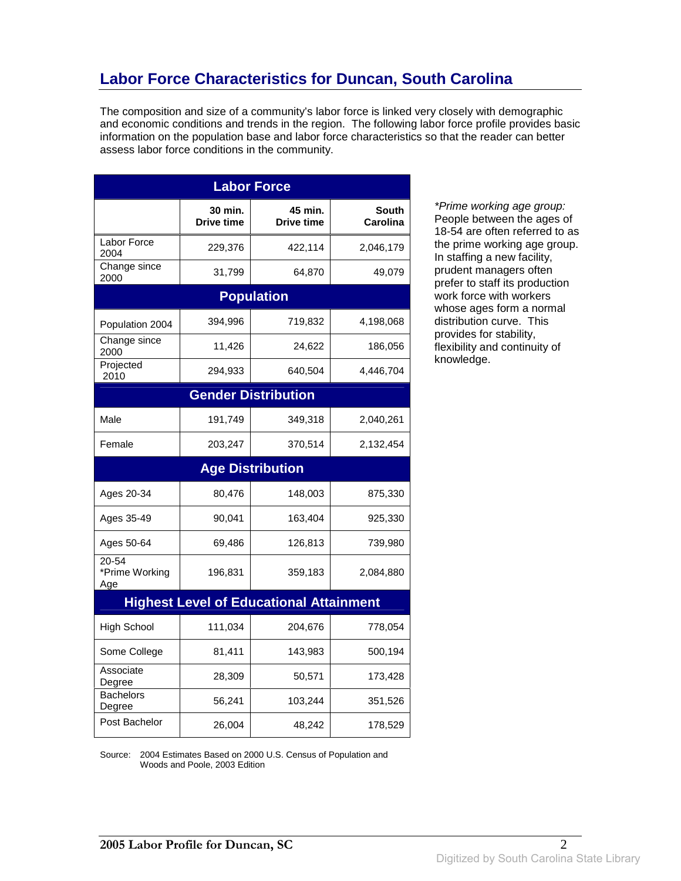## Labor Force Characteristics for Duncan, South Carolina

The composition and size of a community's labor force is linked very closely with demographic and economic conditions and trends in the region. The following labor force profile provides basic information on the population base and labor force characteristics so that the reader can better assess labor force conditions in the community.

| Labor Force | | | |
|---|---|---|---|
| | 30 min. Drive time | 45 min. Drive time | South Carolina |
| Labor Force 2004 | 229,376 | 422,114 | 2,046,179 |
| Change since 2000 | 31,799 | 64,870 | 49,079 |
| **Population** | | | |
| Population 2004 | 394,996 | 719,832 | 4,198,068 |
| Change since 2000 | 11,426 | 24,622 | 186,056 |
| Projected 2010 | 294,933 | 640,504 | 4,446,704 |
| **Gender Distribution** | | | |
| Male | 191,749 | 349,318 | 2,040,261 |
| Female | 203,247 | 370,514 | 2,132,454 |
| **Age Distribution** | | | |
| Ages 20-34 | 80,476 | 148,003 | 875,330 |
| Ages 35-49 | 90,041 | 163,404 | 925,330 |
| Ages 50-64 | 69,486 | 126,813 | 739,980 |
| 20-54 *Prime Working Age | 196,831 | 359,183 | 2,084,880 |
| **Highest Level of Educational Attainment** | | | |
| High School | 111,034 | 204,676 | 778,054 |
| Some College | 81,411 | 143,983 | 500,194 |
| Associate Degree | 28,309 | 50,571 | 173,428 |
| Bachelors Degree | 56,241 | 103,244 | 351,526 |
| Post Bachelor | 26,004 | 48,242 | 178,529 |

Source: 2004 Estimates Based on 2000 U.S. Census of Population and Woods and Poole, 2003 Edition

*\*Prime working age group:* People between the ages of 18-54 are often referred to as the prime working age group. In staffing a new facility, prudent managers often prefer to staff its production work force with workers whose ages form a normal distribution curve. This provides for stability, flexibility and continuity of knowledge.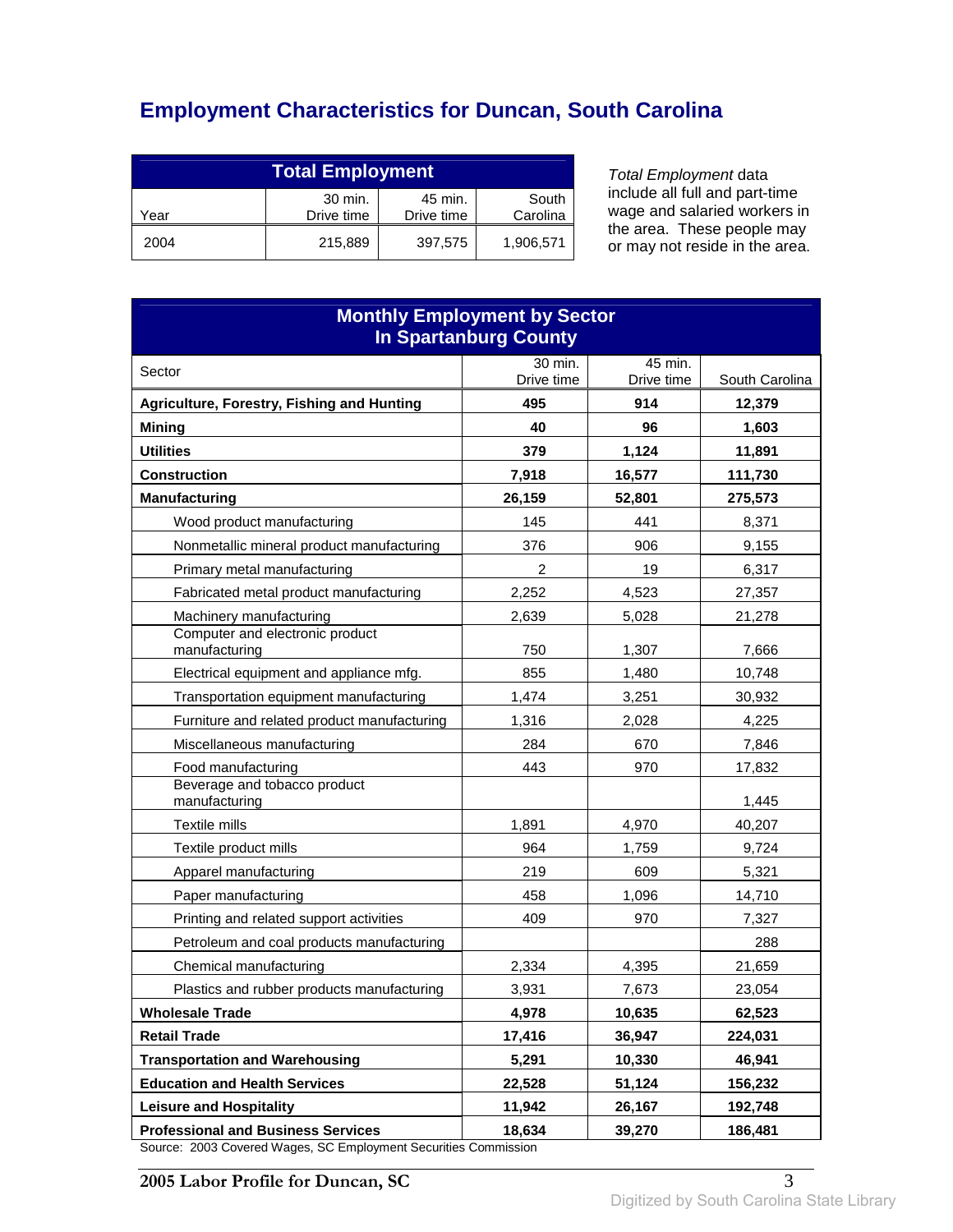# Employment Characteristics for Duncan, South Carolina

| Total Employment | | | |
|---|---|---|---|
| Year | 30 min. Drive time | 45 min. Drive time | South Carolina |
| 2004 | 215,889 | 397,575 | 1,906,571 |

*Total Employment* data include all full and part-time wage and salaried workers in the area. These people may or may not reside in the area.

| Monthly Employment by Sector In Spartanburg County | | | |
|---|---|---|---|
| Sector | 30 min. Drive time | 45 min. Drive time | South Carolina |
| **Agriculture, Forestry, Fishing and Hunting** | **495** | **914** | **12,379** |
| **Mining** | **40** | **96** | **1,603** |
| **Utilities** | **379** | **1,124** | **11,891** |
| **Construction** | **7,918** | **16,577** | **111,730** |
| **Manufacturing** | **26,159** | **52,801** | **275,573** |
| Wood product manufacturing | 145 | 441 | 8,371 |
| Nonmetallic mineral product manufacturing | 376 | 906 | 9,155 |
| Primary metal manufacturing | 2 | 19 | 6,317 |
| Fabricated metal product manufacturing | 2,252 | 4,523 | 27,357 |
| Machinery manufacturing | 2,639 | 5,028 | 21,278 |
| Computer and electronic product manufacturing | 750 | 1,307 | 7,666 |
| Electrical equipment and appliance mfg. | 855 | 1,480 | 10,748 |
| Transportation equipment manufacturing | 1,474 | 3,251 | 30,932 |
| Furniture and related product manufacturing | 1,316 | 2,028 | 4,225 |
| Miscellaneous manufacturing | 284 | 670 | 7,846 |
| Food manufacturing | 443 | 970 | 17,832 |
| Beverage and tobacco product manufacturing | | | 1,445 |
| Textile mills | 1,891 | 4,970 | 40,207 |
| Textile product mills | 964 | 1,759 | 9,724 |
| Apparel manufacturing | 219 | 609 | 5,321 |
| Paper manufacturing | 458 | 1,096 | 14,710 |
| Printing and related support activities | 409 | 970 | 7,327 |
| Petroleum and coal products manufacturing | | | 288 |
| Chemical manufacturing | 2,334 | 4,395 | 21,659 |
| Plastics and rubber products manufacturing | 3,931 | 7,673 | 23,054 |
| **Wholesale Trade** | **4,978** | **10,635** | **62,523** |
| **Retail Trade** | **17,416** | **36,947** | **224,031** |
| **Transportation and Warehousing** | **5,291** | **10,330** | **46,941** |
| **Education and Health Services** | **22,528** | **51,124** | **156,232** |
| **Leisure and Hospitality** | **11,942** | **26,167** | **192,748** |
| **Professional and Business Services** | **18,634** | **39,270** | **186,481** |

Source: 2003 Covered Wages, SC Employment Securities Commission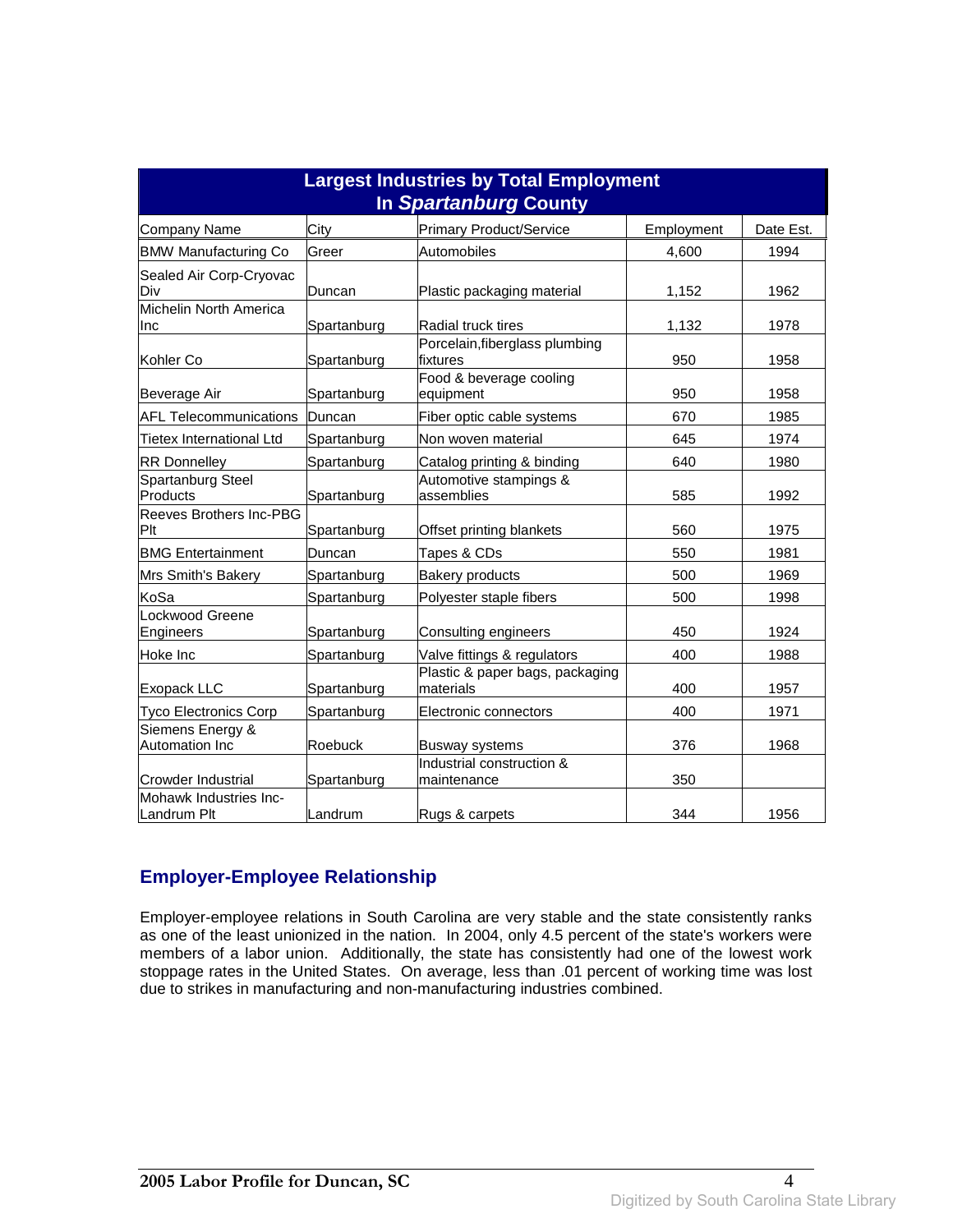**Largest Industries by Total Employment In *Spartanburg* County**

| Company Name | City | Primary Product/Service | Employment | Date Est. |
|---|---|---|---|---|
| BMW Manufacturing Co | Greer | Automobiles | 4,600 | 1994 |
| Sealed Air Corp-Cryovac Div | Duncan | Plastic packaging material | 1,152 | 1962 |
| Michelin North America Inc | Spartanburg | Radial truck tires | 1,132 | 1978 |
| Kohler Co | Spartanburg | Porcelain,fiberglass plumbing fixtures | 950 | 1958 |
| Beverage Air | Spartanburg | Food & beverage cooling equipment | 950 | 1958 |
| AFL Telecommunications | Duncan | Fiber optic cable systems | 670 | 1985 |
| Tietex International Ltd | Spartanburg | Non woven material | 645 | 1974 |
| RR Donnelley | Spartanburg | Catalog printing & binding | 640 | 1980 |
| Spartanburg Steel Products | Spartanburg | Automotive stampings & assemblies | 585 | 1992 |
| Reeves Brothers Inc-PBG Plt | Spartanburg | Offset printing blankets | 560 | 1975 |
| BMG Entertainment | Duncan | Tapes & CDs | 550 | 1981 |
| Mrs Smith's Bakery | Spartanburg | Bakery products | 500 | 1969 |
| KoSa | Spartanburg | Polyester staple fibers | 500 | 1998 |
| Lockwood Greene Engineers | Spartanburg | Consulting engineers | 450 | 1924 |
| Hoke Inc | Spartanburg | Valve fittings & regulators | 400 | 1988 |
| Exopack LLC | Spartanburg | Plastic & paper bags, packaging materials | 400 | 1957 |
| Tyco Electronics Corp | Spartanburg | Electronic connectors | 400 | 1971 |
| Siemens Energy & Automation Inc | Roebuck | Busway systems | 376 | 1968 |
| Crowder Industrial | Spartanburg | Industrial construction & maintenance | 350 | |
| Mohawk Industries Inc-Landrum Plt | Landrum | Rugs & carpets | 344 | 1956 |

## Employer-Employee Relationship

Employer-employee relations in South Carolina are very stable and the state consistently ranks as one of the least unionized in the nation. In 2004, only 4.5 percent of the state's workers were members of a labor union. Additionally, the state has consistently had one of the lowest work stoppage rates in the United States. On average, less than .01 percent of working time was lost due to strikes in manufacturing and non-manufacturing industries combined.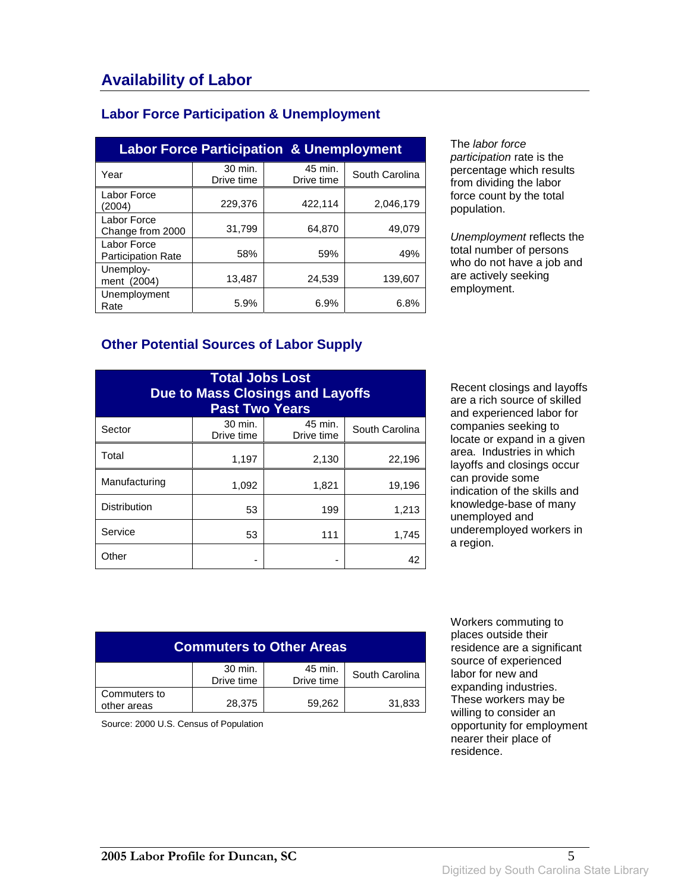# Availability of Labor

## Labor Force Participation & Unemployment

| Labor Force Participation & Unemployment | | | |
|---|---|---|---|
| Year | 30 min. Drive time | 45 min. Drive time | South Carolina |
| Labor Force (2004) | 229,376 | 422,114 | 2,046,179 |
| Labor Force Change from 2000 | 31,799 | 64,870 | 49,079 |
| Labor Force Participation Rate | 58% | 59% | 49% |
| Unemploy-ment (2004) | 13,487 | 24,539 | 139,607 |
| Unemployment Rate | 5.9% | 6.9% | 6.8% |

The *labor force participation* rate is the percentage which results from dividing the labor force count by the total population.

*Unemployment* reflects the total number of persons who do not have a job and are actively seeking employment.

## Other Potential Sources of Labor Supply

| Total Jobs Lost Due to Mass Closings and Layoffs Past Two Years | | | |
|---|---|---|---|
| Sector | 30 min. Drive time | 45 min. Drive time | South Carolina |
| Total | 1,197 | 2,130 | 22,196 |
| Manufacturing | 1,092 | 1,821 | 19,196 |
| Distribution | 53 | 199 | 1,213 |
| Service | 53 | 111 | 1,745 |
| Other | - | - | 42 |

Recent closings and layoffs are a rich source of skilled and experienced labor for companies seeking to locate or expand in a given area. Industries in which layoffs and closings occur can provide some indication of the skills and knowledge-base of many unemployed and underemployed workers in a region.

| Commuters to Other Areas | | | |
|---|---|---|---|
| | 30 min. Drive time | 45 min. Drive time | South Carolina |
| Commuters to other areas | 28,375 | 59,262 | 31,833 |

Source: 2000 U.S. Census of Population

Workers commuting to places outside their residence are a significant source of experienced labor for new and expanding industries. These workers may be willing to consider an opportunity for employment nearer their place of residence.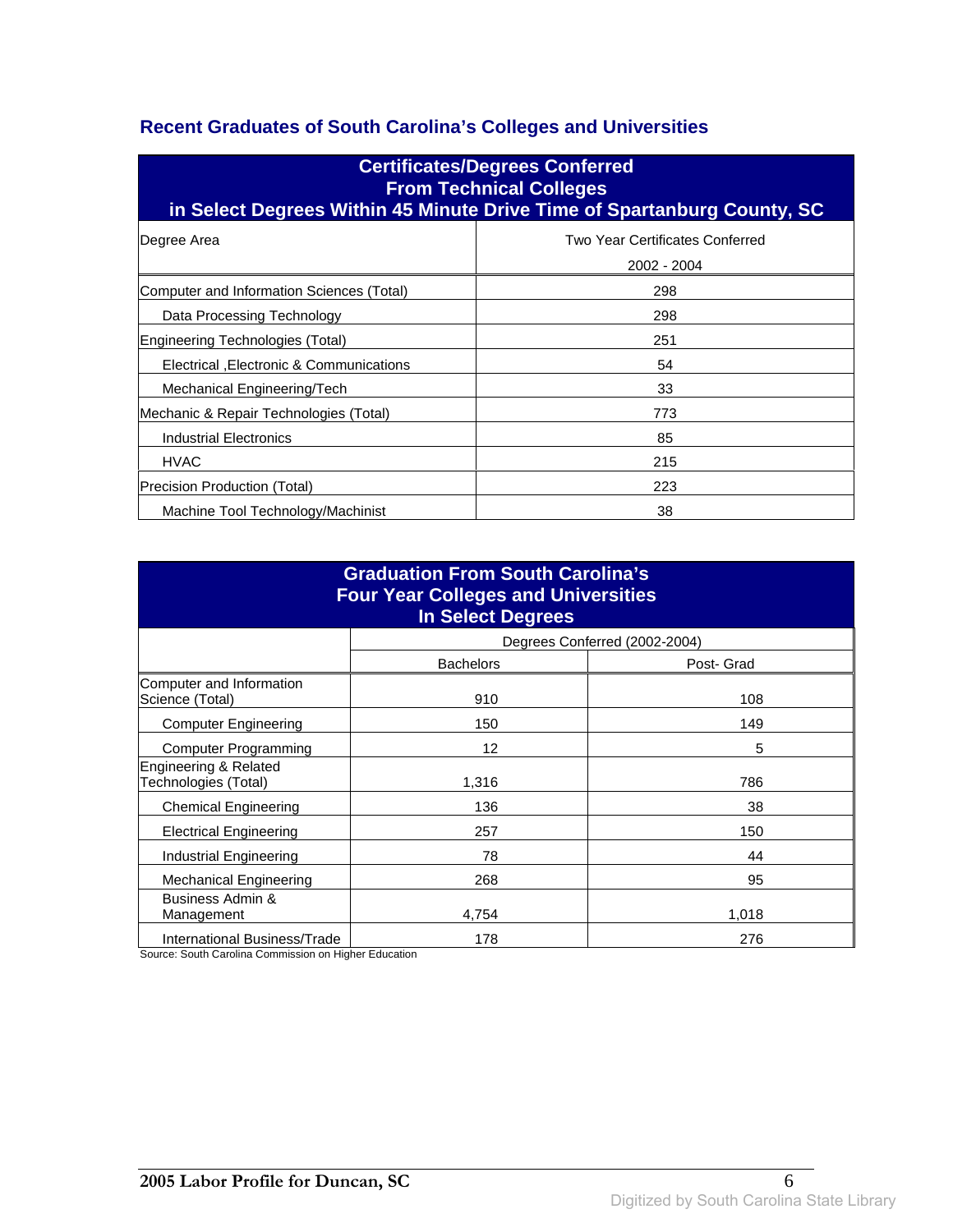## Recent Graduates of South Carolina's Colleges and Universities

| Certificates/Degrees Conferred From Technical Colleges in Select Degrees Within 45 Minute Drive Time of Spartanburg County, SC | |
|---|---|
| Degree Area | Two Year Certificates Conferred 2002 - 2004 |
| Computer and Information Sciences (Total) | 298 |
| Data Processing Technology | 298 |
| Engineering Technologies (Total) | 251 |
| Electrical ,Electronic & Communications | 54 |
| Mechanical Engineering/Tech | 33 |
| Mechanic & Repair Technologies (Total) | 773 |
| Industrial Electronics | 85 |
| HVAC | 215 |
| Precision Production (Total) | 223 |
| Machine Tool Technology/Machinist | 38 |

| Graduation From South Carolina's Four Year Colleges and Universities In Select Degrees | | |
|---|---|---|
| | Degrees Conferred (2002-2004) | |
| | Bachelors | Post- Grad |
| Computer and Information Science (Total) | 910 | 108 |
| Computer Engineering | 150 | 149 |
| Computer Programming | 12 | 5 |
| Engineering & Related Technologies (Total) | 1,316 | 786 |
| Chemical Engineering | 136 | 38 |
| Electrical Engineering | 257 | 150 |
| Industrial Engineering | 78 | 44 |
| Mechanical Engineering | 268 | 95 |
| Business Admin & Management | 4,754 | 1,018 |
| International Business/Trade | 178 | 276 |

Source: South Carolina Commission on Higher Education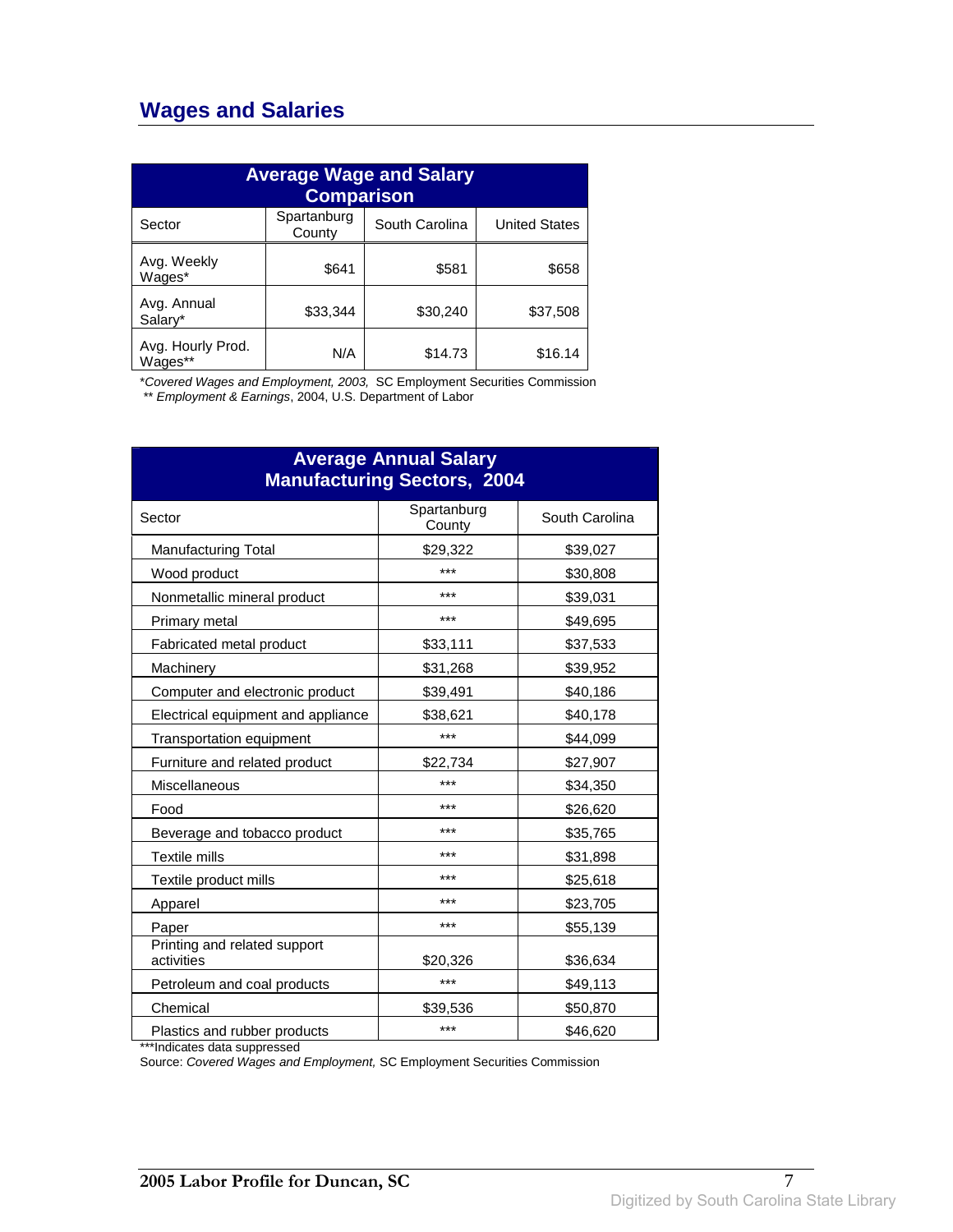## Wages and Salaries

| Average Wage and Salary Comparison | | | |
|---|---|---|---|
| Sector | Spartanburg County | South Carolina | United States |
| Avg. Weekly Wages* | $641 | $581 | $658 |
| Avg. Annual Salary* | $33,344 | $30,240 | $37,508 |
| Avg. Hourly Prod. Wages** | N/A | $14.73 | $16.14 |

*\*Covered Wages and Employment, 2003,* SC Employment Securities Commission
*\*\* Employment & Earnings*, 2004, U.S. Department of Labor

| Average Annual Salary Manufacturing Sectors, 2004 | | |
|---|---|---|
| Sector | Spartanburg County | South Carolina |
| Manufacturing Total | $29,322 | $39,027 |
| Wood product | *** | $30,808 |
| Nonmetallic mineral product | *** | $39,031 |
| Primary metal | *** | $49,695 |
| Fabricated metal product | $33,111 | $37,533 |
| Machinery | $31,268 | $39,952 |
| Computer and electronic product | $39,491 | $40,186 |
| Electrical equipment and appliance | $38,621 | $40,178 |
| Transportation equipment | *** | $44,099 |
| Furniture and related product | $22,734 | $27,907 |
| Miscellaneous | *** | $34,350 |
| Food | *** | $26,620 |
| Beverage and tobacco product | *** | $35,765 |
| Textile mills | *** | $31,898 |
| Textile product mills | *** | $25,618 |
| Apparel | *** | $23,705 |
| Paper | *** | $55,139 |
| Printing and related support activities | $20,326 | $36,634 |
| Petroleum and coal products | *** | $49,113 |
| Chemical | $39,536 | $50,870 |
| Plastics and rubber products | *** | $46,620 |

***Indicates data suppressed
Source: *Covered Wages and Employment,* SC Employment Securities Commission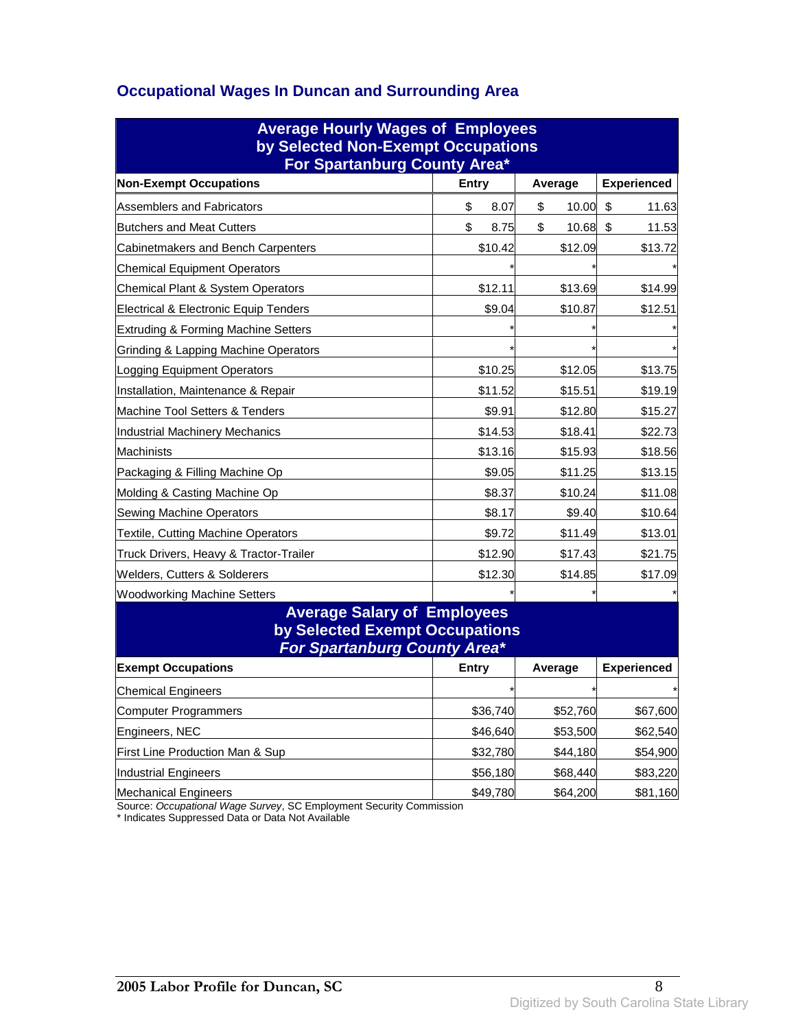## Occupational Wages In Duncan and Surrounding Area

| Average Hourly Wages of Employees by Selected Non-Exempt Occupations *For Spartanburg County Area** | | | |
|---|---|---|---|
| **Non-Exempt Occupations** | **Entry** | **Average** | **Experienced** |
| Assemblers and Fabricators | $ 8.07 | $ 10.00 | $ 11.63 |
| Butchers and Meat Cutters | $ 8.75 | $ 10.68 | $ 11.53 |
| Cabinetmakers and Bench Carpenters | $10.42 | $12.09 | $13.72 |
| Chemical Equipment Operators | * | * | * |
| Chemical Plant & System Operators | $12.11 | $13.69 | $14.99 |
| Electrical & Electronic Equip Tenders | $9.04 | $10.87 | $12.51 |
| Extruding & Forming Machine Setters | * | * | * |
| Grinding & Lapping Machine Operators | * | * | * |
| Logging Equipment Operators | $10.25 | $12.05 | $13.75 |
| Installation, Maintenance & Repair | $11.52 | $15.51 | $19.19 |
| Machine Tool Setters & Tenders | $9.91 | $12.80 | $15.27 |
| Industrial Machinery Mechanics | $14.53 | $18.41 | $22.73 |
| Machinists | $13.16 | $15.93 | $18.56 |
| Packaging & Filling Machine Op | $9.05 | $11.25 | $13.15 |
| Molding & Casting Machine Op | $8.37 | $10.24 | $11.08 |
| Sewing Machine Operators | $8.17 | $9.40 | $10.64 |
| Textile, Cutting Machine Operators | $9.72 | $11.49 | $13.01 |
| Truck Drivers, Heavy & Tractor-Trailer | $12.90 | $17.43 | $21.75 |
| Welders, Cutters & Solderers | $12.30 | $14.85 | $17.09 |
| Woodworking Machine Setters | * | * | * |

| Average Salary of Employees by Selected Exempt Occupations *For Spartanburg County Area** | | | |
|---|---|---|---|
| **Exempt Occupations** | **Entry** | **Average** | **Experienced** |
| Chemical Engineers | * | * | * |
| Computer Programmers | $36,740 | $52,760 | $67,600 |
| Engineers, NEC | $46,640 | $53,500 | $62,540 |
| First Line Production Man & Sup | $32,780 | $44,180 | $54,900 |
| Industrial Engineers | $56,180 | $68,440 | $83,220 |
| Mechanical Engineers | $49,780 | $64,200 | $81,160 |

Source: *Occupational Wage Survey*, SC Employment Security Commission
* Indicates Suppressed Data or Data Not Available